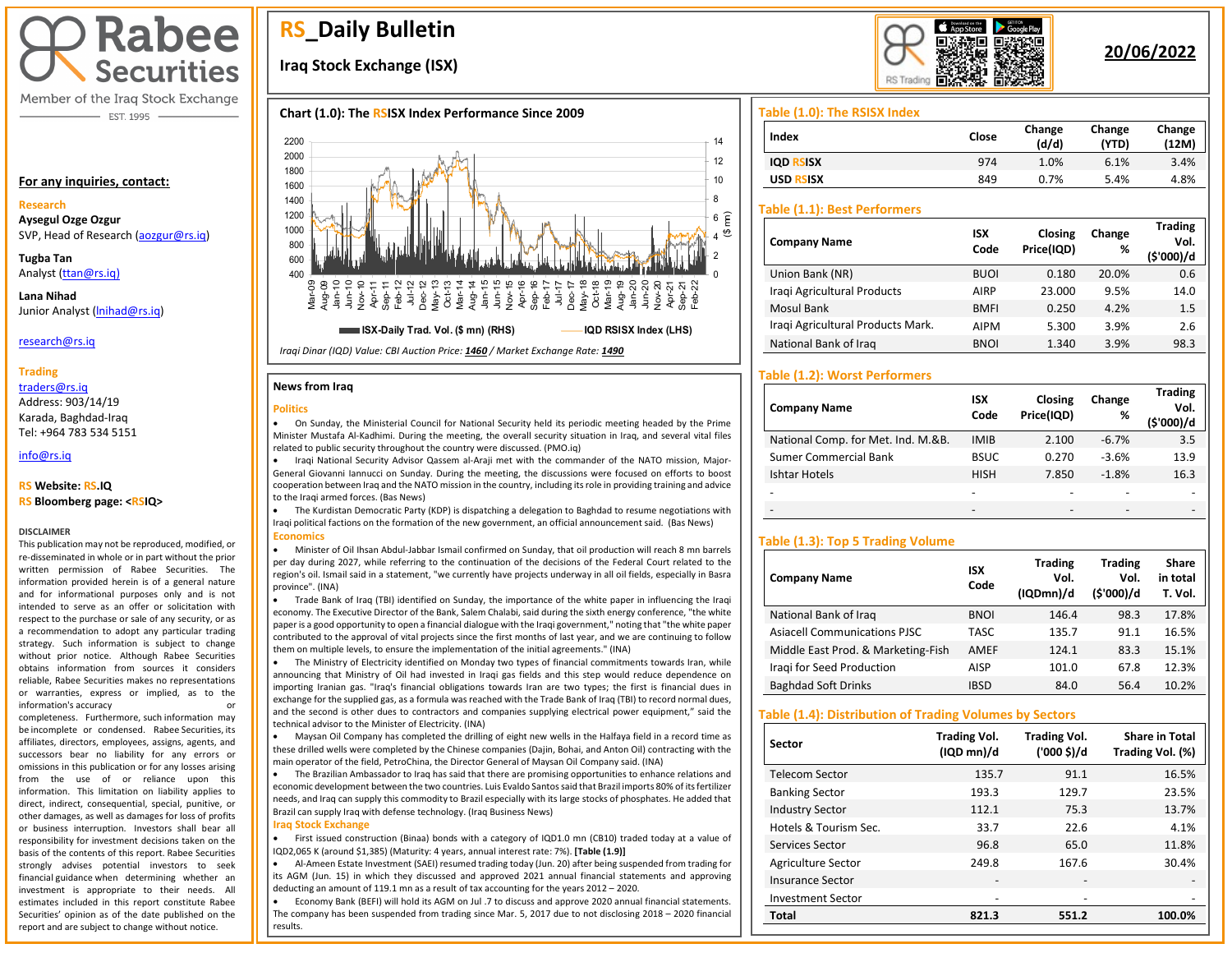# RS_Daily Bulletin

## Iraq Stock Exchange (ISX)

**20/06/2022**

Rabee Securities
Member of the Iraq Stock Exchange
EST. 1995

**For any inquiries, contact:**

**Research**

**Aysegul Ozge Ozgur**
SVP, Head of Research (aozgur@rs.iq)

**Tugba Tan**
Analyst (ttan@rs.iq)

**Lana Nihad**
Junior Analyst (lnihad@rs.iq)

research@rs.iq

**Trading**
traders@rs.iq
Address: 903/14/19
Karada, Baghdad-Iraq
Tel: +964 783 534 5151

info@rs.iq

**RS Website: RS.IQ**
**RS Bloomberg page: <RSIQ>**

**DISCLAIMER**
This publication may not be reproduced, modified, or re-disseminated in whole or in part without the prior written permission of Rabee Securities. The information provided herein is of a general nature and for informational purposes only and is not intended to serve as an offer or solicitation with respect to the purchase or sale of any security, or as a recommendation to adopt any particular trading strategy. Such information is subject to change without prior notice. Although Rabee Securities obtains information from sources it considers reliable, Rabee Securities makes no representations or warranties, express or implied, as to the information's accuracy or completeness. Furthermore, such information may be incomplete or condensed. Rabee Securities, its affiliates, directors, employees, agents, and successors bear no liability for any errors or omissions in this publication or for any losses arising from the use of or reliance upon this information. This limitation on liability applies to direct, indirect, consequential, special, punitive, or other damages, as well as damages for loss of profits or business interruption. Investors shall bear all responsibility for investment decisions taken on the basis of the contents of this report. Rabee Securities strongly advises potential investors to seek financial guidance when determining whether an investment is appropriate to their needs. All estimates included in this report constitute Rabee Securities' opinion as of the date published on the report and are subject to change without notice.

### Chart (1.0): The RSISX Index Performance Since 2009

*Iraqi Dinar (IQD) Value: CBI Auction Price: 1460 / Market Exchange Rate: 1490*

### News from Iraq

**Politics**

- On Sunday, the Ministerial Council for National Security held its periodic meeting headed by the Prime Minister Mustafa Al-Kadhimi. During the meeting, the overall security situation in Iraq, and several vital files related to public security throughout the country were discussed. (PMO.iq)
- Iraqi National Security Advisor Qassem al-Araji met with the commander of the NATO mission, Major-General Giovanni Iannucci on Sunday. During the meeting, the discussions were focused on efforts to boost cooperation between Iraq and the NATO mission in the country, including its role in providing training and advice to the Iraqi armed forces. (Bas News)
- The Kurdistan Democratic Party (KDP) is dispatching a delegation to Baghdad to resume negotiations with Iraqi political factions on the formation of the new government, an official announcement said. (Bas News)

**Economics**

- Minister of Oil Ihsan Abdul-Jabbar Ismail confirmed on Sunday, that oil production will reach 8 mn barrels per day during 2027, while referring to the continuation of the decisions of the Federal Court related to the region's oil. Ismail said in a statement, "we currently have projects underway in all oil fields, especially in Basra province". (INA)
- Trade Bank of Iraq (TBI) identified on Sunday, the importance of the white paper in influencing the Iraqi economy. The Executive Director of the Bank, Salem Chalabi, said during the sixth energy conference, "the white paper is a good opportunity to open a financial dialogue with the Iraqi government," noting that "the white paper contributed to the approval of vital projects since the first months of last year, and we are continuing to follow them on multiple levels, to ensure the implementation of the initial agreements." (INA)
- The Ministry of Electricity identified on Monday two types of financial commitments towards Iran, while announcing that Ministry of Oil had invested in Iraqi gas fields and this step would reduce dependence on importing Iranian gas. "Iraq's financial obligations towards Iran are two types; the first is financial dues in exchange for the supplied gas, as a formula was reached with the Trade Bank of Iraq (TBI) to record normal dues, and the second is other dues to contractors and companies supplying electrical power equipment," said the technical advisor to the Minister of Electricity. (INA)
- Maysan Oil Company has completed the drilling of eight new wells in the Halfaya field in a record time as these drilled wells were completed by the Chinese companies (Dajin, Bohai, and Anton Oil) contracting with the main operator of the field, PetroChina, the Director General of Maysan Oil Company said. (INA)
- The Brazilian Ambassador to Iraq has said that there are promising opportunities to enhance relations and economic development between the two countries. Luis Evaldo Santos said that Brazil imports 80% of its fertilizer needs, and Iraq can supply this commodity to Brazil especially with its large stocks of phosphates. He added that Brazil can supply Iraq with defense technology. (Iraq Business News)

**Iraq Stock Exchange**

- First issued construction (Binaa) bonds with a category of IQD1.0 mn (CB10) traded today at a value of IQD2,065 K (around $1,385) (Maturity: 4 years, annual interest rate: 7%). **[Table (1.9)]**
- Al-Ameen Estate Investment (SAEI) resumed trading today (Jun. 20) after being suspended from trading for its AGM (Jun. 15) in which they discussed and approved 2021 annual financial statements and approved deducting an amount of 119.1 mn as a result of tax accounting for the years 2012 – 2020.
- Economy Bank (BEFI) will hold its AGM on Jul .7 to discuss and approve 2020 annual financial statements. The company has been suspended from trading since Mar. 5, 2017 due to not disclosing 2018 – 2020 financial results.

### Table (1.0): The RSISX Index

| Index | Close | Change (d/d) | Change (YTD) | Change (12M) |
|---|---|---|---|---|
| IQD RSISX | 974 | 1.0% | 6.1% | 3.4% |
| USD RSISX | 849 | 0.7% | 5.4% | 4.8% |

### Table (1.1): Best Performers

| Company Name | ISX Code | Closing Price(IQD) | Change % | Trading Vol. ($'000)/d |
|---|---|---|---|---|
| Union Bank (NR) | BUOI | 0.180 | 20.0% | 0.6 |
| Iraqi Agricultural Products | AIRP | 23.000 | 9.5% | 14.0 |
| Mosul Bank | BMFI | 0.250 | 4.2% | 1.5 |
| Iraqi Agricultural Products Mark. | AIPM | 5.300 | 3.9% | 2.6 |
| National Bank of Iraq | BNOI | 1.340 | 3.9% | 98.3 |

### Table (1.2): Worst Performers

| Company Name | ISX Code | Closing Price(IQD) | Change % | Trading Vol. ($'000)/d |
|---|---|---|---|---|
| National Comp. for Met. Ind. M.&B. | IMIB | 2.100 | -6.7% | 3.5 |
| Sumer Commercial Bank | BSUC | 0.270 | -3.6% | 13.9 |
| Ishtar Hotels | HISH | 7.850 | -1.8% | 16.3 |
| - | - | - | - | - |
| - | - | - | - | - |

### Table (1.3): Top 5 Trading Volume

| Company Name | ISX Code | Trading Vol. (IQDmn)/d | Trading Vol. ($'000)/d | Share in total T. Vol. |
|---|---|---|---|---|
| National Bank of Iraq | BNOI | 146.4 | 98.3 | 17.8% |
| Asiacell Communications PJSC | TASC | 135.7 | 91.1 | 16.5% |
| Middle East Prod. & Marketing-Fish | AMEF | 124.1 | 83.3 | 15.1% |
| Iraqi for Seed Production | AISP | 101.0 | 67.8 | 12.3% |
| Baghdad Soft Drinks | IBSD | 84.0 | 56.4 | 10.2% |

### Table (1.4): Distribution of Trading Volumes by Sectors

| Sector | Trading Vol. (IQD mn)/d | Trading Vol. ('000 $)/d | Share in Total Trading Vol. (%) |
|---|---|---|---|
| Telecom Sector | 135.7 | 91.1 | 16.5% |
| Banking Sector | 193.3 | 129.7 | 23.5% |
| Industry Sector | 112.1 | 75.3 | 13.7% |
| Hotels & Tourism Sec. | 33.7 | 22.6 | 4.1% |
| Services Sector | 96.8 | 65.0 | 11.8% |
| Agriculture Sector | 249.8 | 167.6 | 30.4% |
| Insurance Sector | - | - | - |
| Investment Sector | - | - | - |
| **Total** | **821.3** | **551.2** | **100.0%** |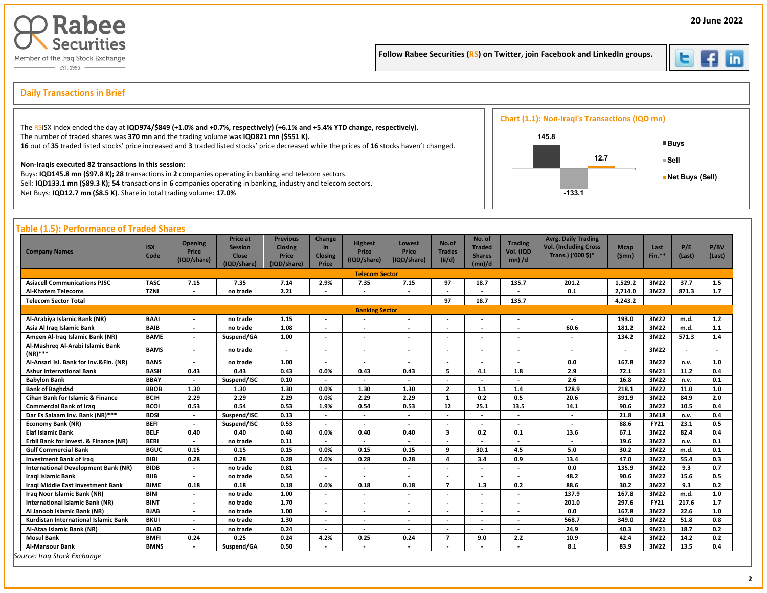Rabee Securities

Member of the Iraq Stock Exchange

EST. 1995

20 June 2022

Follow Rabee Securities (RS) on Twitter, join Facebook and LinkedIn groups.

## Daily Transactions in Brief

The RSISX index ended the day at **IQD974/$849 (+1.0% and +0.7%, respectively) (+6.1% and +5.4% YTD change, respectively).**
The number of traded shares was **370 mn** and the trading volume was **IQD821 mn ($551 K).**
**16** out of **35** traded listed stocks' price increased and **3** traded listed stocks' price decreased while the prices of **16** stocks haven't changed.

**Non-Iraqis executed 82 transactions in this session:**
Buys: **IQD145.8 mn ($97.8 K); 28** transactions in **2** companies operating in banking and telecom sectors.
Sell: **IQD133.1 mn ($89.3 K); 54** transactions in **6** companies operating in banking, industry and telecom sectors.
Net Buys: **IQD12.7 mn ($8.5 K)**. Share in total trading volume: **17.0%**

### Chart (1.1): Non-Iraqi's Transactions (IQD mn)

| | Value |
|---|---|
| Buys | 145.8 |
| Sell | -133.1 |
| Net Buys (Sell) | 12.7 |

## Table (1.5): Performance of Traded Shares

| Company Names | ISX Code | Opening Price (IQD/share) | Price at Session Close (IQD/share) | Previous Closing Price (IQD/share) | Change in Closing Price | Highest Price (IQD/share) | Lowest Price (IQD/share) | No.of Trades (#/d) | No. of Traded Shares (mn)/d | Trading Vol. (IQD mn) /d | Avrg. Daily Trading Vol. (Including Cross Trans.) ('000 $)* | Mcap ($mn) | Last Fin.** | P/E (Last) | P/BV (Last) |
|---|---|---|---|---|---|---|---|---|---|---|---|---|---|---|---|
| **Telecom Sector** | | | | | | | | | | | | | | | |
| Asiacell Communications PJSC | TASC | 7.15 | 7.35 | 7.14 | 2.9% | 7.35 | 7.15 | 97 | 18.7 | 135.7 | 201.2 | 1,529.2 | 3M22 | 37.7 | 1.5 |
| Al-Khatem Telecoms | TZNI | - | no trade | 2.21 | - | - | - | - | - | - | 0.1 | 2,714.0 | 3M22 | 871.3 | 1.7 |
| Telecom Sector Total | | | | | | | | 97 | 18.7 | 135.7 | | 4,243.2 | | | |
| **Banking Sector** | | | | | | | | | | | | | | | |
| Al-Arabiya Islamic Bank (NR) | BAAI | - | no trade | 1.15 | - | - | - | - | - | - | - | 193.0 | 3M22 | m.d. | 1.2 |
| Asia Al Iraq Islamic Bank | BAIB | - | no trade | 1.08 | - | - | - | - | - | - | 60.6 | 181.2 | 3M22 | m.d. | 1.1 |
| Ameen Al-Iraq Islamic Bank (NR) | BAME | - | Suspend/GA | 1.00 | - | - | - | - | - | - | - | 134.2 | 3M22 | 571.3 | 1.4 |
| Al-Mashreq Al-Arabi Islamic Bank (NR)*** | BAMS | - | no trade | - | - | - | - | - | - | - | - | - | 3M22 | - | - |
| Al-Ansari Isl. Bank for Inv.&Fin. (NR) | BANS | - | no trade | 1.00 | - | - | - | - | - | - | 0.0 | 167.8 | 3M22 | n.v. | 1.0 |
| Ashur International Bank | BASH | 0.43 | 0.43 | 0.43 | 0.0% | 0.43 | 0.43 | 5 | 4.1 | 1.8 | 2.9 | 72.1 | 9M21 | 11.2 | 0.4 |
| Babylon Bank | BBAY | - | Suspend/ISC | 0.10 | - | - | - | - | - | - | 2.6 | 16.8 | 3M22 | n.v. | 0.1 |
| Bank of Baghdad | BBOB | 1.30 | 1.30 | 1.30 | 0.0% | 1.30 | 1.30 | 2 | 1.1 | 1.4 | 128.9 | 218.1 | 3M22 | 11.0 | 1.0 |
| Cihan Bank for Islamic & Finance | BCIH | 2.29 | 2.29 | 2.29 | 0.0% | 2.29 | 2.29 | 1 | 0.2 | 0.5 | 20.6 | 391.9 | 3M22 | 84.9 | 2.0 |
| Commercial Bank of Iraq | BCOI | 0.53 | 0.54 | 0.53 | 1.9% | 0.54 | 0.53 | 12 | 25.1 | 13.5 | 14.1 | 90.6 | 3M22 | 10.5 | 0.4 |
| Dar Es Salaam Inv. Bank (NR)*** | BDSI | - | Suspend/ISC | 0.13 | - | - | - | - | - | - | - | 21.8 | 3M18 | n.v. | 0.4 |
| Economy Bank (NR) | BEFI | - | Suspend/ISC | 0.53 | - | - | - | - | - | - | - | 88.6 | FY21 | 23.1 | 0.5 |
| Elaf Islamic Bank | BELF | 0.40 | 0.40 | 0.40 | 0.0% | 0.40 | 0.40 | 3 | 0.2 | 0.1 | 13.6 | 67.1 | 3M22 | 82.4 | 0.4 |
| Erbil Bank for Invest. & Finance (NR) | BERI | - | no trade | 0.11 | - | - | - | - | - | - | - | 19.6 | 3M22 | n.v. | 0.1 |
| Gulf Commercial Bank | BGUC | 0.15 | 0.15 | 0.15 | 0.0% | 0.15 | 0.15 | 9 | 30.1 | 4.5 | 5.0 | 30.2 | 3M22 | m.d. | 0.1 |
| Investment Bank of Iraq | BIBI | 0.28 | 0.28 | 0.28 | 0.0% | 0.28 | 0.28 | 4 | 3.4 | 0.9 | 13.4 | 47.0 | 3M22 | 55.4 | 0.3 |
| International Development Bank (NR) | BIDB | - | no trade | 0.81 | - | - | - | - | - | - | 0.0 | 135.9 | 3M22 | 9.3 | 0.7 |
| Iraqi Islamic Bank | BIIB | - | no trade | 0.54 | - | - | - | - | - | - | 48.2 | 90.6 | 3M22 | 15.6 | 0.5 |
| Iraqi Middle East Investment Bank | BIME | 0.18 | 0.18 | 0.18 | 0.0% | 0.18 | 0.18 | 7 | 1.3 | 0.2 | 88.6 | 30.2 | 3M22 | 9.3 | 0.2 |
| Iraq Noor Islamic Bank (NR) | BINI | - | no trade | 1.00 | - | - | - | - | - | - | 137.9 | 167.8 | 3M22 | m.d. | 1.0 |
| International Islamic Bank (NR) | BINT | - | no trade | 1.70 | - | - | - | - | - | - | 201.0 | 297.6 | FY21 | 217.6 | 1.7 |
| Al Janoob Islamic Bank (NR) | BJAB | - | no trade | 1.00 | - | - | - | - | - | - | 0.0 | 167.8 | 3M22 | 22.6 | 1.0 |
| Kurdistan International Islamic Bank | BKUI | - | no trade | 1.30 | - | - | - | - | - | - | 568.7 | 349.0 | 3M22 | 51.8 | 0.8 |
| Al-Ataa Islamic Bank (NR) | BLAD | - | no trade | 0.24 | - | - | - | - | - | - | 24.9 | 40.3 | 9M21 | 18.7 | 0.2 |
| Mosul Bank | BMFI | 0.24 | 0.25 | 0.24 | 4.2% | 0.25 | 0.24 | 7 | 9.0 | 2.2 | 10.9 | 42.4 | 3M22 | 14.2 | 0.2 |
| Al-Mansour Bank | BMNS | - | Suspend/GA | 0.50 | - | - | - | - | - | - | 8.1 | 83.9 | 3M22 | 13.5 | 0.4 |

*Source: Iraq Stock Exchange*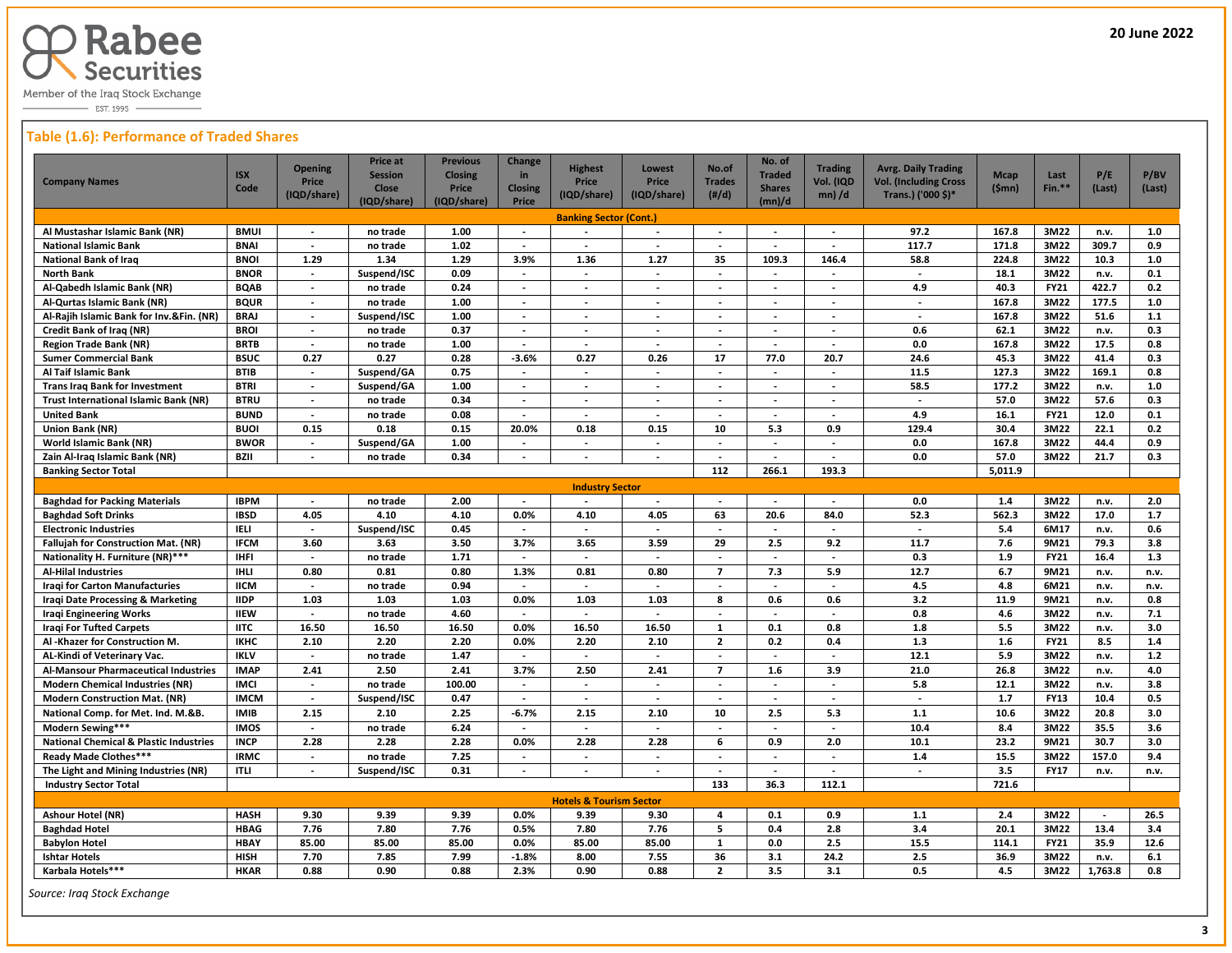Rabee Securities

Member of the Iraq Stock Exchange

EST. 1995

20 June 2022

## Table (1.6): Performance of Traded Shares

| Company Names | ISX Code | Opening Price (IQD/share) | Price at Session Close (IQD/share) | Previous Closing Price (IQD/share) | Change in Closing Price | Highest Price (IQD/share) | Lowest Price (IQD/share) | No.of Trades (#/d) | No. of Traded Shares (mn)/d | Trading Vol. (IQD mn) /d | Avrg. Daily Trading Vol. (Including Cross Trans.) ('000 $)* | Mcap ($mn) | Last Fin.** | P/E (Last) | P/BV (Last) |
|---|---|---|---|---|---|---|---|---|---|---|---|---|---|---|---|
| **Banking Sector (Cont.)** | | | | | | | | | | | | | | | |
| Al Mustashar Islamic Bank (NR) | BMUI | - | no trade | 1.00 | - | - | - | - | - | - | 97.2 | 167.8 | 3M22 | n.v. | 1.0 |
| National Islamic Bank | BNAI | - | no trade | 1.02 | - | - | - | - | - | - | 117.7 | 171.8 | 3M22 | 309.7 | 0.9 |
| National Bank of Iraq | BNOI | 1.29 | 1.34 | 1.29 | 3.9% | 1.36 | 1.27 | 35 | 109.3 | 146.4 | 58.8 | 224.8 | 3M22 | 10.3 | 1.0 |
| North Bank | BNOR | - | Suspend/ISC | 0.09 | - | - | - | - | - | - | - | 18.1 | 3M22 | n.v. | 0.1 |
| Al-Qabedh Islamic Bank (NR) | BQAB | - | no trade | 0.24 | - | - | - | - | - | - | 4.9 | 40.3 | FY21 | 422.7 | 0.2 |
| Al-Qurtas Islamic Bank (NR) | BQUR | - | no trade | 1.00 | - | - | - | - | - | - | - | 167.8 | 3M22 | 177.5 | 1.0 |
| Al-Rajih Islamic Bank for Inv.&Fin. (NR) | BRAJ | - | Suspend/ISC | 1.00 | - | - | - | - | - | - | - | 167.8 | 3M22 | 51.6 | 1.1 |
| Credit Bank of Iraq (NR) | BROI | - | no trade | 0.37 | - | - | - | - | - | - | 0.6 | 62.1 | 3M22 | n.v. | 0.3 |
| Region Trade Bank (NR) | BRTB | - | no trade | 1.00 | - | - | - | - | - | - | 0.0 | 167.8 | 3M22 | 17.5 | 0.8 |
| Sumer Commercial Bank | BSUC | 0.27 | 0.27 | 0.28 | -3.6% | 0.27 | 0.26 | 17 | 77.0 | 20.7 | 24.6 | 45.3 | 3M22 | 41.4 | 0.3 |
| Al Taif Islamic Bank | BTIB | - | Suspend/GA | 0.75 | - | - | - | - | - | - | 11.5 | 127.3 | 3M22 | 169.1 | 0.8 |
| Trans Iraq Bank for Investment | BTRI | - | Suspend/GA | 1.00 | - | - | - | - | - | - | 58.5 | 177.2 | 3M22 | n.v. | 1.0 |
| Trust International Islamic Bank (NR) | BTRU | - | no trade | 0.34 | - | - | - | - | - | - | - | 57.0 | 3M22 | 57.6 | 0.3 |
| United Bank | BUND | - | no trade | 0.08 | - | - | - | - | - | - | 4.9 | 16.1 | FY21 | 12.0 | 0.1 |
| Union Bank (NR) | BUOI | 0.15 | 0.18 | 0.15 | 20.0% | 0.18 | 0.15 | 10 | 5.3 | 0.9 | 129.4 | 30.4 | 3M22 | 22.1 | 0.2 |
| World Islamic Bank (NR) | BWOR | - | Suspend/GA | 1.00 | - | - | - | - | - | - | 0.0 | 167.8 | 3M22 | 44.4 | 0.9 |
| Zain Al-Iraq Islamic Bank (NR) | BZII | - | no trade | 0.34 | - | - | - | - | - | - | 0.0 | 57.0 | 3M22 | 21.7 | 0.3 |
| **Banking Sector Total** | | | | | | | | 112 | 266.1 | 193.3 | | 5,011.9 | | | |
| **Industry Sector** | | | | | | | | | | | | | | | |
| Baghdad for Packing Materials | IBPM | - | no trade | 2.00 | - | - | - | - | - | - | 0.0 | 1.4 | 3M22 | n.v. | 2.0 |
| Baghdad Soft Drinks | IBSD | 4.05 | 4.10 | 4.10 | 0.0% | 4.10 | 4.05 | 63 | 20.6 | 84.0 | 52.3 | 562.3 | 3M22 | 17.0 | 1.7 |
| Electronic Industries | IELI | - | Suspend/ISC | 0.45 | - | - | - | - | - | - | - | 5.4 | 6M17 | n.v. | 0.6 |
| Fallujah for Construction Mat. (NR) | IFCM | 3.60 | 3.63 | 3.50 | 3.7% | 3.65 | 3.59 | 29 | 2.5 | 9.2 | 11.7 | 7.6 | 9M21 | 79.3 | 3.8 |
| Nationality H. Furniture (NR)*** | IHFI | - | no trade | 1.71 | - | - | - | - | - | - | 0.3 | 1.9 | FY21 | 16.4 | 1.3 |
| Al-Hilal Industries | IHLI | 0.80 | 0.81 | 0.80 | 1.3% | 0.81 | 0.80 | 7 | 7.3 | 5.9 | 12.7 | 6.7 | 9M21 | n.v. | n.v. |
| Iraqi for Carton Manufactures | IICM | - | no trade | 0.94 | - | - | - | - | - | - | 4.5 | 4.8 | 6M21 | n.v. | n.v. |
| Iraqi Date Processing & Marketing | IIDP | 1.03 | 1.03 | 1.03 | 0.0% | 1.03 | 1.03 | 8 | 0.6 | 0.6 | 3.2 | 11.9 | 9M21 | n.v. | 0.8 |
| Iraqi Engineering Works | IIEW | - | no trade | 4.60 | - | - | - | - | - | - | 0.8 | 4.6 | 3M22 | n.v. | 7.1 |
| Iraqi For Tufted Carpets | IITC | 16.50 | 16.50 | 16.50 | 0.0% | 16.50 | 16.50 | 1 | 0.1 | 0.8 | 1.8 | 5.5 | 3M22 | n.v. | 3.0 |
| Al -Khazer for Construction M. | IKHC | 2.10 | 2.20 | 2.20 | 0.0% | 2.20 | 2.10 | 2 | 0.2 | 0.4 | 1.3 | 1.6 | FY21 | 8.5 | 1.4 |
| AL-Kindi of Veterinary Vac. | IKLV | - | no trade | 1.47 | - | - | - | - | - | - | 12.1 | 5.9 | 3M22 | n.v. | 1.2 |
| Al-Mansour Pharmaceutical Industries | IMAP | 2.41 | 2.50 | 2.41 | 3.7% | 2.50 | 2.41 | 7 | 1.6 | 3.9 | 21.0 | 26.8 | 3M22 | n.v. | 4.0 |
| Modern Chemical Industries (NR) | IMCI | - | no trade | 100.00 | - | - | - | - | - | - | 5.8 | 12.1 | 3M22 | n.v. | 3.8 |
| Modern Construction Mat. (NR) | IMCM | - | Suspend/ISC | 0.47 | - | - | - | - | - | - | - | 1.7 | FY13 | 10.4 | 0.5 |
| National Comp. for Met. Ind. M.&B. | IMIB | 2.15 | 2.10 | 2.25 | -6.7% | 2.15 | 2.10 | 10 | 2.5 | 5.3 | 1.1 | 10.6 | 3M22 | 20.8 | 3.0 |
| Modern Sewing*** | IMOS | - | no trade | 6.24 | - | - | - | - | - | - | 10.4 | 8.4 | 3M22 | 35.5 | 3.6 |
| National Chemical & Plastic Industries | INCP | 2.28 | 2.28 | 2.28 | 0.0% | 2.28 | 2.28 | 6 | 0.9 | 2.0 | 10.1 | 23.2 | 9M21 | 30.7 | 3.0 |
| Ready Made Clothes*** | IRMC | - | no trade | 7.25 | - | - | - | - | - | - | 1.4 | 15.5 | 3M22 | 157.0 | 9.4 |
| The Light and Mining Industries (NR) | ITLI | - | Suspend/ISC | 0.31 | - | - | - | - | - | - | - | 3.5 | FY17 | n.v. | n.v. |
| **Industry Sector Total** | | | | | | | | 133 | 36.3 | 112.1 | | 721.6 | | | |
| **Hotels & Tourism Sector** | | | | | | | | | | | | | | | |
| Ashour Hotel (NR) | HASH | 9.30 | 9.39 | 9.39 | 0.0% | 9.39 | 9.30 | 4 | 0.1 | 0.9 | 1.1 | 2.4 | 3M22 | - | 26.5 |
| Baghdad Hotel | HBAG | 7.76 | 7.80 | 7.76 | 0.5% | 7.80 | 7.76 | 5 | 0.4 | 2.8 | 3.4 | 20.1 | 3M22 | 13.4 | 3.4 |
| Babylon Hotel | HBAY | 85.00 | 85.00 | 85.00 | 0.0% | 85.00 | 85.00 | 1 | 0.0 | 2.5 | 15.5 | 114.1 | FY21 | 35.9 | 12.6 |
| Ishtar Hotels | HISH | 7.70 | 7.85 | 7.99 | -1.8% | 8.00 | 7.55 | 36 | 3.1 | 24.2 | 2.5 | 36.9 | 3M22 | n.v. | 6.1 |
| Karbala Hotels*** | HKAR | 0.88 | 0.90 | 0.88 | 2.3% | 0.90 | 0.88 | 2 | 3.5 | 3.1 | 0.5 | 4.5 | 3M22 | 1,763.8 | 0.8 |

*Source: Iraq Stock Exchange*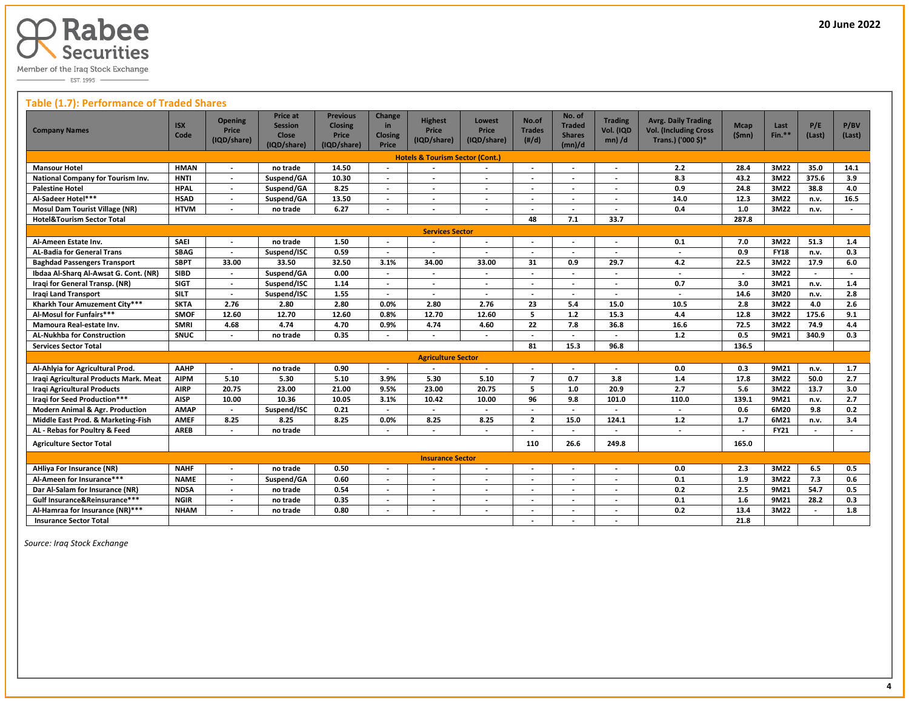Rabee Securities

Member of the Iraq Stock Exchange

EST. 1995

20 June 2022

## Table (1.7): Performance of Traded Shares

| Company Names | ISX Code | Opening Price (IQD/share) | Price at Session Close (IQD/share) | Previous Closing Price (IQD/share) | Change in Closing Price | Highest Price (IQD/share) | Lowest Price (IQD/share) | No.of Trades (#/d) | No. of Traded Shares (mn)/d | Trading Vol. (IQD mn) /d | Avrg. Daily Trading Vol. (Including Cross Trans.) ('000 $)* | Mcap ($mn) | Last Fin.** | P/E (Last) | P/BV (Last) |
|---|---|---|---|---|---|---|---|---|---|---|---|---|---|---|---|
| **Hotels & Tourism Sector (Cont.)** | | | | | | | | | | | | | | | |
| Mansour Hotel | HMAN | - | no trade | 14.50 | - | - | - | - | - | - | 2.2 | 28.4 | 3M22 | 35.0 | 14.1 |
| National Company for Tourism Inv. | HNTI | - | Suspend/GA | 10.30 | - | - | - | - | - | - | 8.3 | 43.2 | 3M22 | 375.6 | 3.9 |
| Palestine Hotel | HPAL | - | Suspend/GA | 8.25 | - | - | - | - | - | - | 0.9 | 24.8 | 3M22 | 38.8 | 4.0 |
| Al-Sadeer Hotel*** | HSAD | - | Suspend/GA | 13.50 | - | - | - | - | - | - | 14.0 | 12.3 | 3M22 | n.v. | 16.5 |
| Mosul Dam Tourist Village (NR) | HTVM | - | no trade | 6.27 | - | - | - | - | - | - | 0.4 | 1.0 | 3M22 | n.v. | - |
| Hotel&Tourism Sector Total | | | | | | | | 48 | 7.1 | 33.7 | | 287.8 | | | |
| **Services Sector** | | | | | | | | | | | | | | | |
| Al-Ameen Estate Inv. | SAEI | - | no trade | 1.50 | - | - | - | - | - | - | 0.1 | 7.0 | 3M22 | 51.3 | 1.4 |
| AL-Badia for General Trans | SBAG | - | Suspend/ISC | 0.59 | - | - | - | - | - | - | - | 0.9 | FY18 | n.v. | 0.3 |
| Baghdad Passengers Transport | SBPT | 33.00 | 33.50 | 32.50 | 3.1% | 34.00 | 33.00 | 31 | 0.9 | 29.7 | 4.2 | 22.5 | 3M22 | 17.9 | 6.0 |
| Ibdaa Al-Sharq Al-Awsat G. Cont. (NR) | SIBD | - | Suspend/GA | 0.00 | - | - | - | - | - | - | - | - | 3M22 | - | - |
| Iraqi for General Transp. (NR) | SIGT | - | Suspend/ISC | 1.14 | - | - | - | - | - | - | 0.7 | 3.0 | 3M21 | n.v. | 1.4 |
| Iraqi Land Transport | SILT | - | Suspend/ISC | 1.55 | - | - | - | - | - | - | - | 14.6 | 3M20 | n.v. | 2.8 |
| Kharkh Tour Amuzement City*** | SKTA | 2.76 | 2.80 | 2.80 | 0.0% | 2.80 | 2.76 | 23 | 5.4 | 15.0 | 10.5 | 2.8 | 3M22 | 4.0 | 2.6 |
| Al-Mosul for Funfairs*** | SMOF | 12.60 | 12.70 | 12.60 | 0.8% | 12.70 | 12.60 | 5 | 1.2 | 15.3 | 4.4 | 12.8 | 3M22 | 175.6 | 9.1 |
| Mamoura Real-estate Inv. | SMRI | 4.68 | 4.74 | 4.70 | 0.9% | 4.74 | 4.60 | 22 | 7.8 | 36.8 | 16.6 | 72.5 | 3M22 | 74.9 | 4.4 |
| AL-Nukhba for Construction | SNUC | - | no trade | 0.35 | - | - | - | - | - | - | 1.2 | 0.5 | 9M21 | 340.9 | 0.3 |
| Services Sector Total | | | | | | | | 81 | 15.3 | 96.8 | | 136.5 | | | |
| **Agriculture Sector** | | | | | | | | | | | | | | | |
| Al-Ahlyia for Agricultural Prod. | AAHP | - | no trade | 0.90 | - | - | - | - | - | - | 0.0 | 0.3 | 9M21 | n.v. | 1.7 |
| Iraqi Agricultural Products Mark. Meat | AIPM | 5.10 | 5.30 | 5.10 | 3.9% | 5.30 | 5.10 | 7 | 0.7 | 3.8 | 1.4 | 17.8 | 3M22 | 50.0 | 2.7 |
| Iraqi Agricultural Products | AIRP | 20.75 | 23.00 | 21.00 | 9.5% | 23.00 | 20.75 | 5 | 1.0 | 20.9 | 2.7 | 5.6 | 3M22 | 13.7 | 3.0 |
| Iraqi for Seed Production*** | AISP | 10.00 | 10.36 | 10.05 | 3.1% | 10.42 | 10.00 | 96 | 9.8 | 101.0 | 110.0 | 139.1 | 9M21 | n.v. | 2.7 |
| Modern Animal & Agr. Production | AMAP | - | Suspend/ISC | 0.21 | - | - | - | - | - | - | - | 0.6 | 6M20 | 9.8 | 0.2 |
| Middle East Prod. & Marketing-Fish | AMEF | 8.25 | 8.25 | 8.25 | 0.0% | 8.25 | 8.25 | 2 | 15.0 | 124.1 | 1.2 | 1.7 | 6M21 | n.v. | 3.4 |
| AL - Rebas for Poultry & Feed | AREB | - | no trade | | - | - | - | - | - | - | - | - | FY21 | - | - |
| Agriculture Sector Total | | | | | | | | 110 | 26.6 | 249.8 | | 165.0 | | | |
| **Insurance Sector** | | | | | | | | | | | | | | | |
| AHliya For Insurance (NR) | NAHF | - | no trade | 0.50 | - | - | - | - | - | - | 0.0 | 2.3 | 3M22 | 6.5 | 0.5 |
| Al-Ameen for Insurance*** | NAME | - | Suspend/GA | 0.60 | - | - | - | - | - | - | 0.1 | 1.9 | 3M22 | 7.3 | 0.6 |
| Dar Al-Salam for Insurance (NR) | NDSA | - | no trade | 0.54 | - | - | - | - | - | - | 0.2 | 2.5 | 9M21 | 54.7 | 0.5 |
| Gulf Insurance&Reinsurance*** | NGIR | - | no trade | 0.35 | - | - | - | - | - | - | 0.1 | 1.6 | 9M21 | 28.2 | 0.3 |
| Al-Hamraa for Insurance (NR)*** | NHAM | - | no trade | 0.80 | - | - | - | - | - | - | 0.2 | 13.4 | 3M22 | - | 1.8 |
| Insurance Sector Total | | | | | | | | - | - | - | | 21.8 | | | |

*Source: Iraq Stock Exchange*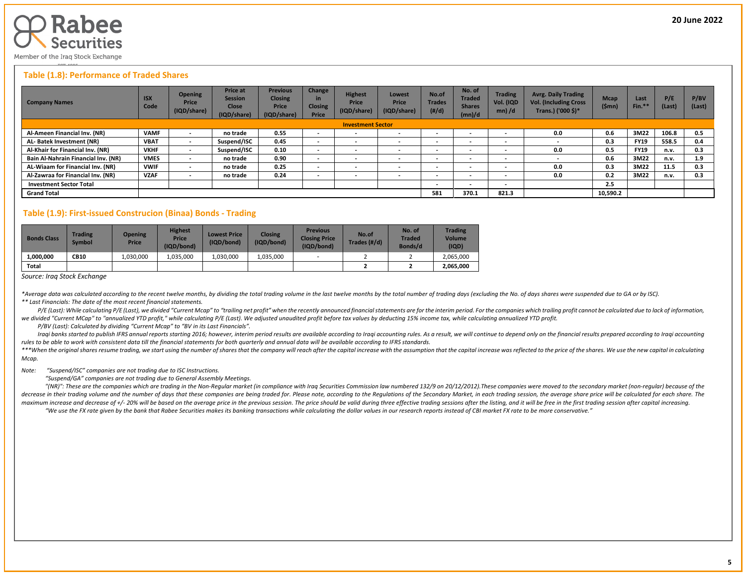## Table (1.8): Performance of Traded Shares

| Company Names | ISX Code | Opening Price (IQD/share) | Price at Session Close (IQD/share) | Previous Closing Price (IQD/share) | Change in Closing Price | Highest Price (IQD/share) | Lowest Price (IQD/share) | No.of Trades (#/d) | No. of Traded Shares (mn)/d | Trading Vol. (IQD mn) /d | Avrg. Daily Trading Vol. (Including Cross Trans.) ('000 $)* | Mcap ($mn) | Last Fin.** | P/E (Last) | P/BV (Last) |
|---|---|---|---|---|---|---|---|---|---|---|---|---|---|---|---|
| **Investment Sector** | | | | | | | | | | | | | | | |
| Al-Ameen Financial Inv. (NR) | VAMF | - | no trade | 0.55 | - | - | - | - | - | - | 0.0 | 0.6 | 3M22 | 106.8 | 0.5 |
| AL- Batek Investment (NR) | VBAT | - | Suspend/ISC | 0.45 | - | - | - | - | - | - | - | 0.3 | FY19 | 558.5 | 0.4 |
| Al-Khair for Financial Inv. (NR) | VKHF | - | Suspend/ISC | 0.10 | - | - | - | - | - | - | 0.0 | 0.5 | FY19 | n.v. | 0.3 |
| Bain Al-Nahrain Financial Inv. (NR) | VMES | - | no trade | 0.90 | - | - | - | - | - | - | - | 0.6 | 3M22 | n.v. | 1.9 |
| AL-Wiaam for Financial Inv. (NR) | VWIF | - | no trade | 0.25 | - | - | - | - | - | - | 0.0 | 0.3 | 3M22 | 11.5 | 0.3 |
| Al-Zawraa for Financial Inv. (NR) | VZAF | - | no trade | 0.24 | - | - | - | - | - | - | 0.0 | 0.2 | 3M22 | n.v. | 0.3 |
| Investment Sector Total | | | | | | | | - | - | - | | 2.5 | | | |
| Grand Total | | | | | | | | 581 | 370.1 | 821.3 | | 10,590.2 | | | |

## Table (1.9): First-issued Construcion (Binaa) Bonds - Trading

| Bonds Class | Trading Symbol | Opening Price | Highest Price (IQD/bond) | Lowest Price (IQD/bond) | Closing (IQD/bond) | Previous Closing Price (IQD/bond) | No.of Trades (#/d) | No. of Traded Bonds/d | Trading Volume (IQD) |
|---|---|---|---|---|---|---|---|---|---|
| 1,000,000 | CB10 | 1,030,000 | 1,035,000 | 1,030,000 | 1,035,000 | - | 2 | 2 | 2,065,000 |
| Total | | | | | | | 2 | 2 | 2,065,000 |

*Source: Iraq Stock Exchange*

*\*Average data was calculated according to the recent twelve months, by dividing the total trading volume in the last twelve months by the total number of trading days (excluding the No. of days shares were suspended due to GA or by ISC).*

*\*\* Last Financials: The date of the most recent financial statements.*

*P/E (Last): While calculating P/E (Last), we divided "Current Mcap" to "trailing net profit" when the recently announced financial statements are for the interim period. For the companies which trailing profit cannot be calculated due to lack of information, we divided "Current MCap" to "annualized YTD profit," while calculating P/E (Last). We adjusted unaudited profit before tax values by deducting 15% income tax, while calculating annualized YTD profit.*

*P/BV (Last): Calculated by dividing "Current Mcap" to "BV in its Last Financials".*

*Iraqi banks started to publish IFRS annual reports starting 2016; however, interim period results are available according to Iraqi accounting rules. As a result, we will continue to depend only on the financial results prepared according to Iraqi accounting rules to be able to work with consistent data till the financial statements for both quarterly and annual data will be available according to IFRS standards.*

*\*\*\*When the original shares resume trading, we start using the number of shares that the company will reach after the capital increase with the assumption that the capital increase was reflected to the price of the shares. We use the new capital in calculating Mcap.*

*Note: "Suspend/ISC" companies are not trading due to ISC Instructions.*

*"Suspend/GA" companies are not trading due to General Assembly Meetings.*

*"(NR)": These are the companies which are trading in the Non-Regular market (in compliance with Iraq Securities Commission law numbered 132/9 on 20/12/2012).These companies were moved to the secondary market (non-regular) because of the decrease in their trading volume and the number of days that these companies are being traded for. Please note, according to the Regulations of the Secondary Market, in each trading session, the average share price will be calculated for each share. The maximum increase and decrease of +/- 20% will be based on the average price in the previous session. The price should be valid during three effective trading sessions after the listing, and it will be free in the first trading session after capital increasing.*

*"We use the FX rate given by the bank that Rabee Securities makes its banking transactions while calculating the dollar values in our research reports instead of CBI market FX rate to be more conservative."*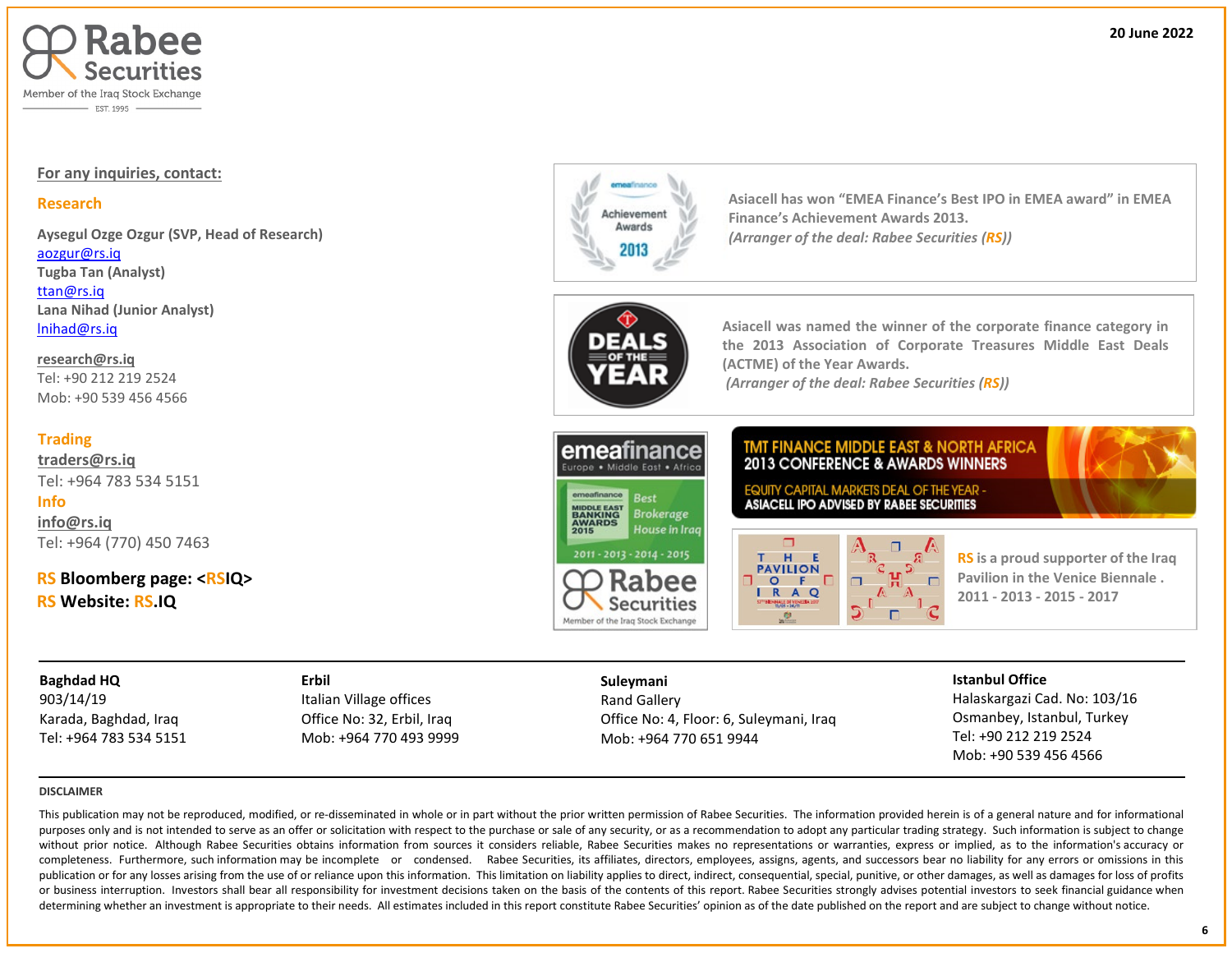20 June 2022

**For any inquiries, contact:**

**Research**

**Aysegul Ozge Ozgur (SVP, Head of Research)**
aozgur@rs.iq
**Tugba Tan (Analyst)**
ttan@rs.iq
**Lana Nihad (Junior Analyst)**
lnihad@rs.iq

research@rs.iq
Tel: +90 212 219 2524
Mob: +90 539 456 4566

**Trading**
traders@rs.iq
Tel: +964 783 534 5151

**Info**
info@rs.iq
Tel: +964 (770) 450 7463

**RS Bloomberg page: <RSIQ>**
**RS Website: RS.IQ**

Asiacell has won "EMEA Finance's Best IPO in EMEA award" in EMEA Finance's Achievement Awards 2013.
*(Arranger of the deal: Rabee Securities (RS))*

Asiacell was named the winner of the corporate finance category in the 2013 Association of Corporate Treasures Middle East Deals (ACTME) of the Year Awards.
*(Arranger of the deal: Rabee Securities (RS))*

TMT FINANCE MIDDLE EAST & NORTH AFRICA 2013 CONFERENCE & AWARDS WINNERS
EQUITY CAPITAL MARKETS DEAL OF THE YEAR - ASIACELL IPO ADVISED BY RABEE SECURITIES

emeafinance Middle East Banking Awards 2015 – Best Brokerage House in Iraq 2011 - 2013 - 2014 - 2015

RS is a proud supporter of the Iraq Pavilion in the Venice Biennale . 2011 - 2013 - 2015 - 2017

**Baghdad HQ**
903/14/19
Karada, Baghdad, Iraq
Tel: +964 783 534 5151

**Erbil**
Italian Village offices
Office No: 32, Erbil, Iraq
Mob: +964 770 493 9999

**Suleymani**
Rand Gallery
Office No: 4, Floor: 6, Suleymani, Iraq
Mob: +964 770 651 9944

**Istanbul Office**
Halaskargazi Cad. No: 103/16
Osmanbey, Istanbul, Turkey
Tel: +90 212 219 2524
Mob: +90 539 456 4566

**DISCLAIMER**

This publication may not be reproduced, modified, or re-disseminated in whole or in part without the prior written permission of Rabee Securities. The information provided herein is of a general nature and for informational purposes only and is not intended to serve as an offer or solicitation with respect to the purchase or sale of any security, or as a recommendation to adopt any particular trading strategy. Such information is subject to change without prior notice. Although Rabee Securities obtains information from sources it considers reliable, Rabee Securities makes no representations or warranties, express or implied, as to the information's accuracy or completeness. Furthermore, such information may be incomplete or condensed. Rabee Securities, its affiliates, directors, officers, employees, assigns, agents, and successors bear no liability for any errors or omissions in this publication or for any losses arising from the use of or reliance upon this information. This limitation on liability applies to direct, indirect, consequential, special, punitive, or other damages, as well as damages for loss of profits or business interruption. Investors shall bear all responsibility for investment decisions taken on the basis of the contents of this report. Rabee Securities strongly advises potential investors to seek financial guidance when determining whether an investment is appropriate to their needs. All estimates included in this report constitute Rabee Securities' opinion as of the date published on the report and are subject to change without notice.